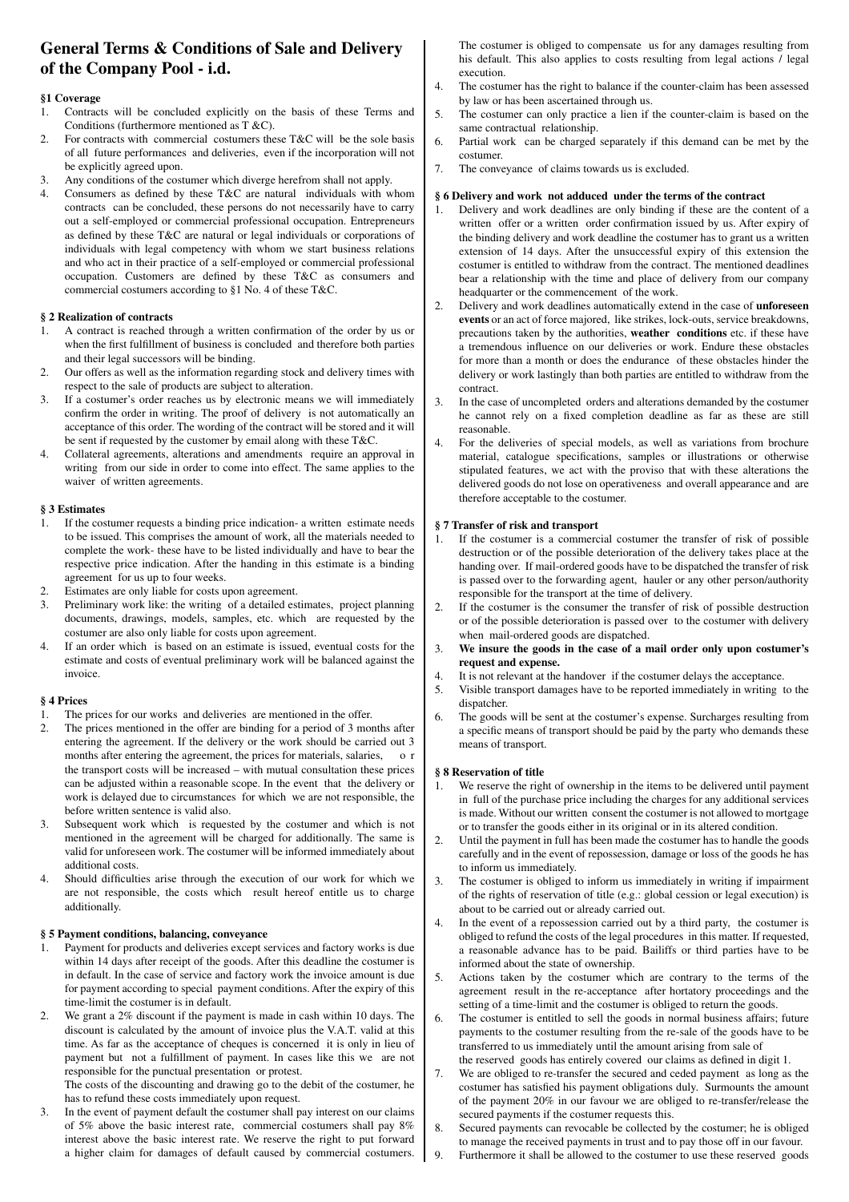# General Terms & Conditions of Sale and Delivery of the Company Pool - i.d.

### §1 Coverage

1. Contracts will be concluded explicitly on the basis of these Terms and Conditions (furthermore mentioned as T &C).
2. For contracts with commercial costumers these T&C will be the sole basis of all future performances and deliveries, even if the incorporation will not be explicitly agreed upon.
3. Any conditions of the costumer which diverge herefrom shall not apply.
4. Consumers as defined by these T&C are natural individuals with whom contracts can be concluded, these persons do not necessarily have to carry out a self-employed or commercial professional occupation. Entrepreneurs as defined by these T&C are natural or legal individuals or corporations of individuals with legal competency with whom we start business relations and who act in their practice of a self-employed or commercial professional occupation. Customers are defined by these T&C as consumers and commercial costumers according to §1 No. 4 of these T&C.

### § 2 Realization of contracts

1. A contract is reached through a written confirmation of the order by us or when the first fulfillment of business is concluded and therefore both parties and their legal successors will be binding.
2. Our offers as well as the information regarding stock and delivery times with respect to the sale of products are subject to alteration.
3. If a costumer's order reaches us by electronic means we will immediately confirm the order in writing. The proof of delivery is not automatically an acceptance of this order. The wording of the contract will be stored and it will be sent if requested by the customer by email along with these T&C.
4. Collateral agreements, alterations and amendments require an approval in writing from our side in order to come into effect. The same applies to the waiver of written agreements.

### § 3 Estimates

1. If the costumer requests a binding price indication- a written estimate needs to be issued. This comprises the amount of work, all the materials needed to complete the work- these have to be listed individually and have to bear the respective price indication. After the handing in this estimate is a binding agreement for us up to four weeks.
2. Estimates are only liable for costs upon agreement.
3. Preliminary work like: the writing of a detailed estimates, project planning documents, drawings, models, samples, etc. which are requested by the costumer are also only liable for costs upon agreement.
4. If an order which is based on an estimate is issued, eventual costs for the estimate and costs of eventual preliminary work will be balanced against the invoice.

### § 4 Prices

1. The prices for our works and deliveries are mentioned in the offer.
2. The prices mentioned in the offer are binding for a period of 3 months after entering the agreement. If the delivery or the work should be carried out 3 months after entering the agreement, the prices for materials, salaries, or the transport costs will be increased – with mutual consultation these prices can be adjusted within a reasonable scope. In the event that the delivery or work is delayed due to circumstances for which we are not responsible, the before written sentence is valid also.
3. Subsequent work which is requested by the costumer and which is not mentioned in the agreement will be charged for additionally. The same is valid for unforeseen work. The costumer will be informed immediately about additional costs.
4. Should difficulties arise through the execution of our work for which we are not responsible, the costs which result hereof entitle us to charge additionally.

### § 5 Payment conditions, balancing, conveyance

1. Payment for products and deliveries except services and factory works is due within 14 days after receipt of the goods. After this deadline the costumer is in default. In the case of service and factory work the invoice amount is due for payment according to special payment conditions. After the expiry of this time-limit the costumer is in default.
2. We grant a 2% discount if the payment is made in cash within 10 days. The discount is calculated by the amount of invoice plus the V.A.T. valid at this time. As far as the acceptance of cheques is concerned it is only in lieu of payment but not a fulfillment of payment. In cases like this we are not responsible for the punctual presentation or protest.
   The costs of the discounting and drawing go to the debit of the costumer, he has to refund these costs immediately upon request.
3. In the event of payment default the costumer shall pay interest on our claims of 5% above the basic interest rate, commercial costumers shall pay 8% interest above the basic interest rate. We reserve the right to put forward a higher claim for damages of default caused by commercial costumers. The costumer is obliged to compensate us for any damages resulting from his default. This also applies to costs resulting from legal actions / legal execution.
4. The costumer has the right to balance if the counter-claim has been assessed by law or has been ascertained through us.
5. The costumer can only practice a lien if the counter-claim is based on the same contractual relationship.
6. Partial work can be charged separately if this demand can be met by the costumer.
7. The conveyance of claims towards us is excluded.

### § 6 Delivery and work not adduced under the terms of the contract

1. Delivery and work deadlines are only binding if these are the content of a written offer or a written order confirmation issued by us. After expiry of the binding delivery and work deadline the costumer has to grant us a written extension of 14 days. After the unsuccessful expiry of this extension the costumer is entitled to withdraw from the contract. The mentioned deadlines bear a relationship with the time and place of delivery from our company headquarter or the commencement of the work.
2. Delivery and work deadlines automatically extend in the case of **unforeseen events** or an act of force majored, like strikes, lock-outs, service breakdowns, precautions taken by the authorities, **weather conditions** etc. if these have a tremendous influence on our deliveries or work. Endure these obstacles for more than a month or does the endurance of these obstacles hinder the delivery or work lastingly than both parties are entitled to withdraw from the contract.
3. In the case of uncompleted orders and alterations demanded by the costumer he cannot rely on a fixed completion deadline as far as these are still reasonable.
4. For the deliveries of special models, as well as variations from brochure material, catalogue specifications, samples or illustrations or otherwise stipulated features, we act with the proviso that with these alterations the delivered goods do not lose on operativeness and overall appearance and are therefore acceptable to the costumer.

### § 7 Transfer of risk and transport

1. If the costumer is a commercial costumer the transfer of risk of possible destruction or of the possible deterioration of the delivery takes place at the handing over. If mail-ordered goods have to be dispatched the transfer of risk is passed over to the forwarding agent, hauler or any other person/authority responsible for the transport at the time of delivery.
2. If the costumer is the consumer the transfer of risk of possible destruction or of the possible deterioration is passed over to the costumer with delivery when mail-ordered goods are dispatched.
3. **We insure the goods in the case of a mail order only upon costumer's request and expense.**
4. It is not relevant at the handover if the costumer delays the acceptance.
5. Visible transport damages have to be reported immediately in writing to the dispatcher.
6. The goods will be sent at the costumer's expense. Surcharges resulting from a specific means of transport should be paid by the party who demands these means of transport.

### § 8 Reservation of title

1. We reserve the right of ownership in the items to be delivered until payment in full of the purchase price including the charges for any additional services is made. Without our written consent the costumer is not allowed to mortgage or to transfer the goods either in its original or in its altered condition.
2. Until the payment in full has been made the costumer has to handle the goods carefully and in the event of repossession, damage or loss of the goods he has to inform us immediately.
3. The costumer is obliged to inform us immediately in writing if impairment of the rights of reservation of title (e.g.: global cession or legal execution) is about to be carried out or already carried out.
4. In the event of a repossession carried out by a third party, the costumer is obliged to refund the costs of the legal procedures in this matter. If requested, a reasonable advance has to be paid. Bailiffs or third parties have to be informed about the state of ownership.
5. Actions taken by the costumer which are contrary to the terms of the agreement result in the re-acceptance after hortatory proceedings and the setting of a time-limit and the costumer is obliged to return the goods.
6. The costumer is entitled to sell the goods in normal business affairs; future payments to the costumer resulting from the re-sale of the goods have to be transferred to us immediately until the amount arising from sale of the reserved goods has entirely covered our claims as defined in digit 1.
7. We are obliged to re-transfer the secured and ceded payment as long as the costumer has satisfied his payment obligations duly. Surmounts the amount of the payment 20% in our favour we are obliged to re-transfer/release the secured payments if the costumer requests this.
8. Secured payments can revocable be collected by the costumer; he is obliged to manage the received payments in trust and to pay those off in our favour.
9. Furthermore it shall be allowed to the costumer to use these reserved goods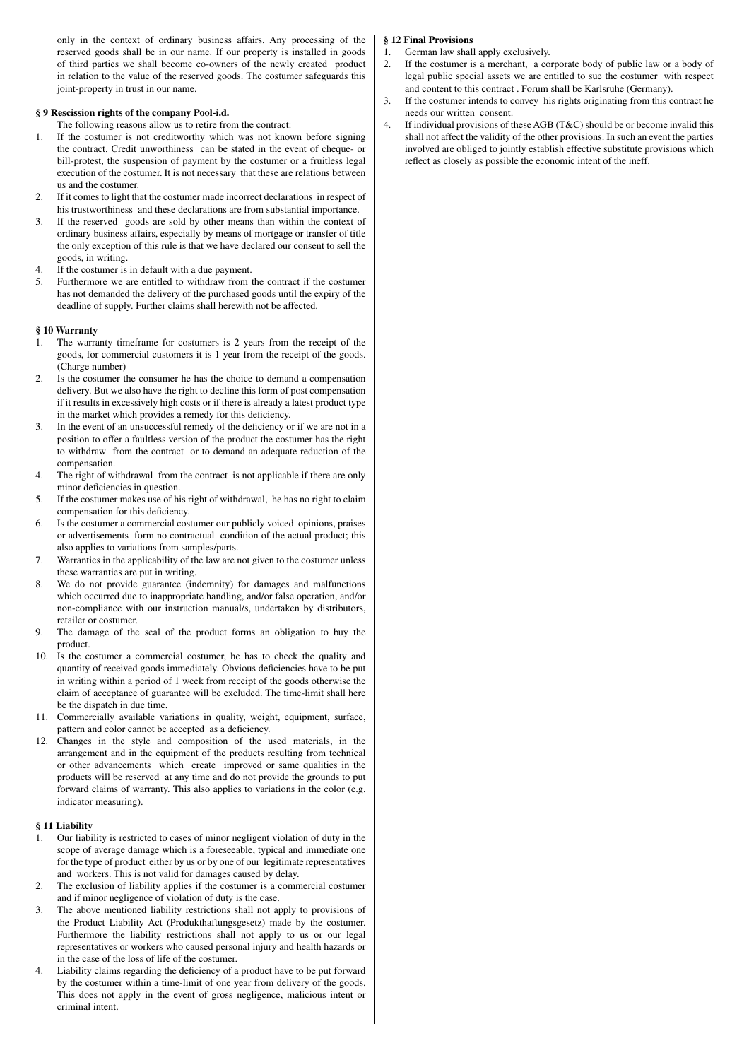only in the context of ordinary business affairs. Any processing of the reserved goods shall be in our name. If our property is installed in goods of third parties we shall become co-owners of the newly created product in relation to the value of the reserved goods. The costumer safeguards this joint-property in trust in our name.

**§ 9 Rescission rights of the company Pool-i.d.**

The following reasons allow us to retire from the contract:

1. If the costumer is not creditworthy which was not known before signing the contract. Credit unworthiness can be stated in the event of cheque- or bill-protest, the suspension of payment by the costumer or a fruitless legal execution of the costumer. It is not necessary that these are relations between us and the costumer.
2. If it comes to light that the costumer made incorrect declarations in respect of his trustworthiness and these declarations are from substantial importance.
3. If the reserved goods are sold by other means than within the context of ordinary business affairs, especially by means of mortgage or transfer of title the only exception of this rule is that we have declared our consent to sell the goods, in writing.
4. If the costumer is in default with a due payment.
5. Furthermore we are entitled to withdraw from the contract if the costumer has not demanded the delivery of the purchased goods until the expiry of the deadline of supply. Further claims shall herewith not be affected.

**§ 10 Warranty**

1. The warranty timeframe for costumers is 2 years from the receipt of the goods, for commercial customers it is 1 year from the receipt of the goods. (Charge number)
2. Is the costumer the consumer he has the choice to demand a compensation delivery. But we also have the right to decline this form of post compensation if it results in excessively high costs or if there is already a latest product type in the market which provides a remedy for this deficiency.
3. In the event of an unsuccessful remedy of the deficiency or if we are not in a position to offer a faultless version of the product the costumer has the right to withdraw from the contract or to demand an adequate reduction of the compensation.
4. The right of withdrawal from the contract is not applicable if there are only minor deficiencies in question.
5. If the costumer makes use of his right of withdrawal, he has no right to claim compensation for this deficiency.
6. Is the costumer a commercial costumer our publicly voiced opinions, praises or advertisements form no contractual condition of the actual product; this also applies to variations from samples/parts.
7. Warranties in the applicability of the law are not given to the costumer unless these warranties are put in writing.
8. We do not provide guarantee (indemnity) for damages and malfunctions which occurred due to inappropriate handling, and/or false operation, and/or non-compliance with our instruction manual/s, undertaken by distributors, retailer or costumer.
9. The damage of the seal of the product forms an obligation to buy the product.
10. Is the costumer a commercial costumer, he has to check the quality and quantity of received goods immediately. Obvious deficiencies have to be put in writing within a period of 1 week from receipt of the goods otherwise the claim of acceptance of guarantee will be excluded. The time-limit shall here be the dispatch in due time.
11. Commercially available variations in quality, weight, equipment, surface, pattern and color cannot be accepted as a deficiency.
12. Changes in the style and composition of the used materials, in the arrangement and in the equipment of the products resulting from technical or other advancements which create improved or same qualities in the products will be reserved at any time and do not provide the grounds to put forward claims of warranty. This also applies to variations in the color (e.g. indicator measuring).

**§ 11 Liability**

1. Our liability is restricted to cases of minor negligent violation of duty in the scope of average damage which is a foreseeable, typical and immediate one for the type of product either by us or by one of our legitimate representatives and workers. This is not valid for damages caused by delay.
2. The exclusion of liability applies if the costumer is a commercial costumer and if minor negligence of violation of duty is the case.
3. The above mentioned liability restrictions shall not apply to provisions of the Product Liability Act (Produkthaftungsgesetz) made by the costumer. Furthermore the liability restrictions shall not apply to us or our legal representatives or workers who caused personal injury and health hazards or in the case of the loss of life of the costumer.
4. Liability claims regarding the deficiency of a product have to be put forward by the costumer within a time-limit of one year from delivery of the goods. This does not apply in the event of gross negligence, malicious intent or criminal intent.

**§ 12 Final Provisions**

1. German law shall apply exclusively.
2. If the costumer is a merchant, a corporate body of public law or a body of legal public special assets we are entitled to sue the costumer with respect and content to this contract . Forum shall be Karlsruhe (Germany).
3. If the costumer intends to convey his rights originating from this contract he needs our written consent.
4. If individual provisions of these AGB (T&C) should be or become invalid this shall not affect the validity of the other provisions. In such an event the parties involved are obliged to jointly establish effective substitute provisions which reflect as closely as possible the economic intent of the ineff.